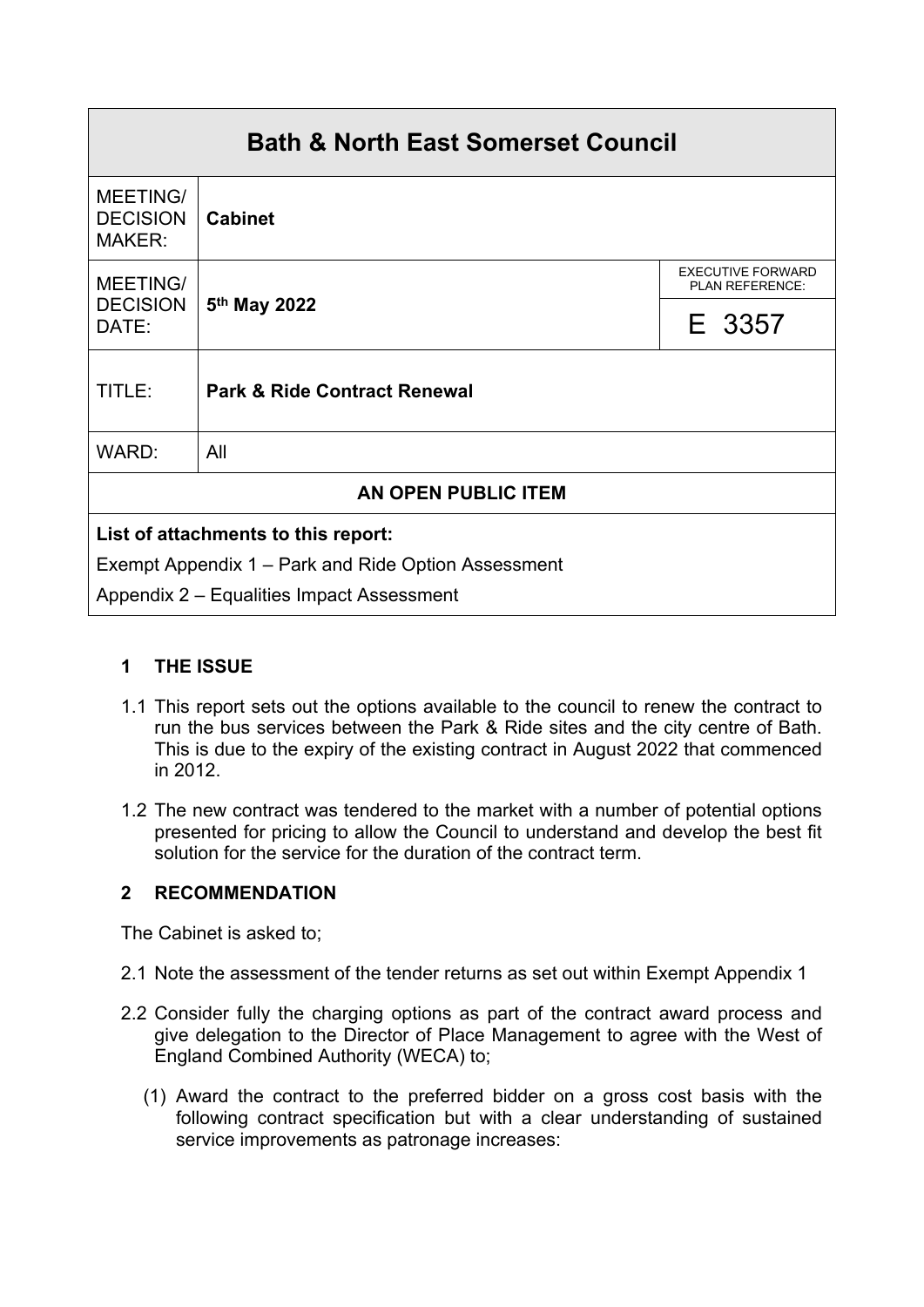| Bath & North East Somerset Council | | |
|---|---|---|
| MEETING/ DECISION MAKER: | **Cabinet** | |
| MEETING/ DECISION DATE: | **5th May 2022** | EXECUTIVE FORWARD PLAN REFERENCE: E 3357 |
| TITLE: | **Park & Ride Contract Renewal** | |
| WARD: | All | |
| **AN OPEN PUBLIC ITEM** | | |
| **List of attachments to this report:** Exempt Appendix 1 – Park and Ride Option Assessment; Appendix 2 – Equalities Impact Assessment | | |

## 1 THE ISSUE

1.1 This report sets out the options available to the council to renew the contract to run the bus services between the Park & Ride sites and the city centre of Bath. This is due to the expiry of the existing contract in August 2022 that commenced in 2012.

1.2 The new contract was tendered to the market with a number of potential options presented for pricing to allow the Council to understand and develop the best fit solution for the service for the duration of the contract term.

## 2 RECOMMENDATION

The Cabinet is asked to;

2.1 Note the assessment of the tender returns as set out within Exempt Appendix 1

2.2 Consider fully the charging options as part of the contract award process and give delegation to the Director of Place Management to agree with the West of England Combined Authority (WECA) to;

(1) Award the contract to the preferred bidder on a gross cost basis with the following contract specification but with a clear understanding of sustained service improvements as patronage increases: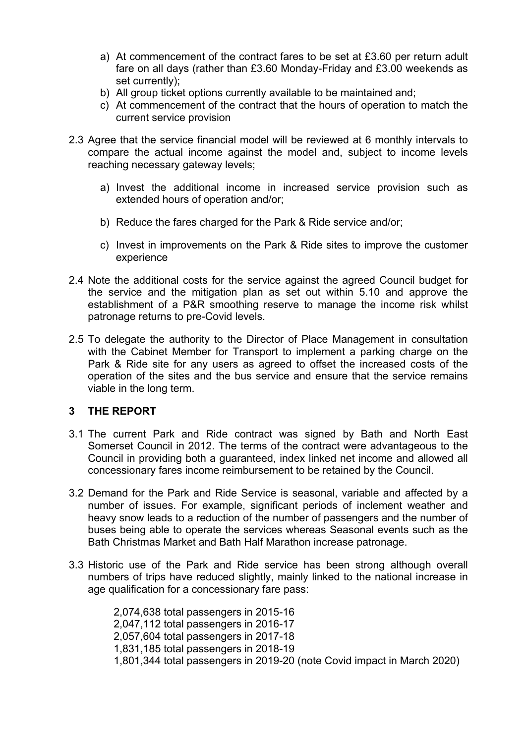a) At commencement of the contract fares to be set at £3.60 per return adult fare on all days (rather than £3.60 Monday-Friday and £3.00 weekends as set currently);
b) All group ticket options currently available to be maintained and;
c) At commencement of the contract that the hours of operation to match the current service provision

2.3 Agree that the service financial model will be reviewed at 6 monthly intervals to compare the actual income against the model and, subject to income levels reaching necessary gateway levels;

a) Invest the additional income in increased service provision such as extended hours of operation and/or;

b) Reduce the fares charged for the Park & Ride service and/or;

c) Invest in improvements on the Park & Ride sites to improve the customer experience

2.4 Note the additional costs for the service against the agreed Council budget for the service and the mitigation plan as set out within 5.10 and approve the establishment of a P&R smoothing reserve to manage the income risk whilst patronage returns to pre-Covid levels.

2.5 To delegate the authority to the Director of Place Management in consultation with the Cabinet Member for Transport to implement a parking charge on the Park & Ride site for any users as agreed to offset the increased costs of the operation of the sites and the bus service and ensure that the service remains viable in the long term.

## 3 THE REPORT

3.1 The current Park and Ride contract was signed by Bath and North East Somerset Council in 2012. The terms of the contract were advantageous to the Council in providing both a guaranteed, index linked net income and allowed all concessionary fares income reimbursement to be retained by the Council.

3.2 Demand for the Park and Ride Service is seasonal, variable and affected by a number of issues. For example, significant periods of inclement weather and heavy snow leads to a reduction of the number of passengers and the number of buses being able to operate the services whereas Seasonal events such as the Bath Christmas Market and Bath Half Marathon increase patronage.

3.3 Historic use of the Park and Ride service has been strong although overall numbers of trips have reduced slightly, mainly linked to the national increase in age qualification for a concessionary fare pass:

2,074,638 total passengers in 2015-16
2,047,112 total passengers in 2016-17
2,057,604 total passengers in 2017-18
1,831,185 total passengers in 2018-19
1,801,344 total passengers in 2019-20 (note Covid impact in March 2020)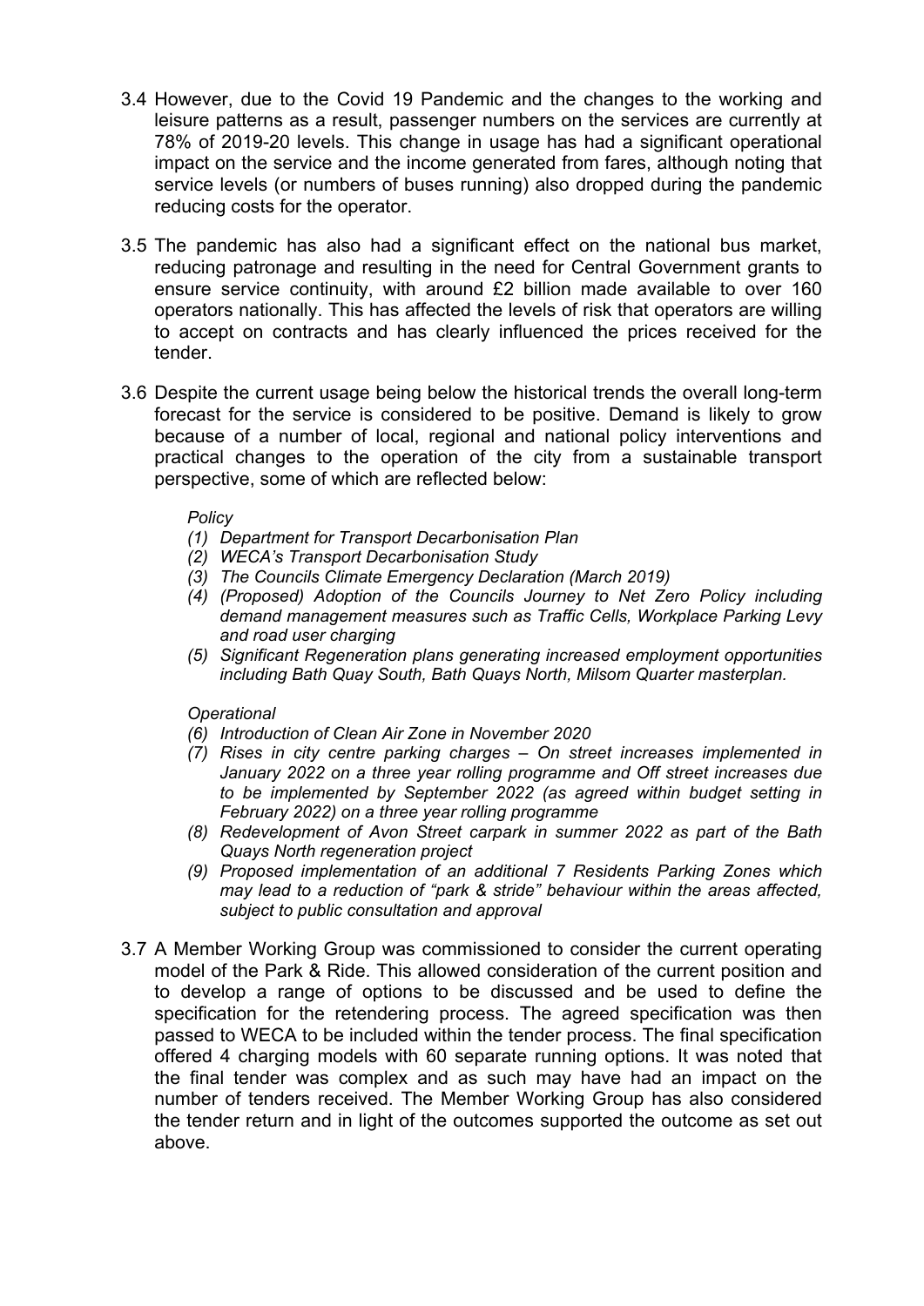3.4 However, due to the Covid 19 Pandemic and the changes to the working and leisure patterns as a result, passenger numbers on the services are currently at 78% of 2019-20 levels. This change in usage has had a significant operational impact on the service and the income generated from fares, although noting that service levels (or numbers of buses running) also dropped during the pandemic reducing costs for the operator.

3.5 The pandemic has also had a significant effect on the national bus market, reducing patronage and resulting in the need for Central Government grants to ensure service continuity, with around £2 billion made available to over 160 operators nationally. This has affected the levels of risk that operators are willing to accept on contracts and has clearly influenced the prices received for the tender.

3.6 Despite the current usage being below the historical trends the overall long-term forecast for the service is considered to be positive. Demand is likely to grow because of a number of local, regional and national policy interventions and practical changes to the operation of the city from a sustainable transport perspective, some of which are reflected below:

*Policy*

*(1) Department for Transport Decarbonisation Plan*
*(2) WECA's Transport Decarbonisation Study*
*(3) The Councils Climate Emergency Declaration (March 2019)*
*(4) (Proposed) Adoption of the Councils Journey to Net Zero Policy including demand management measures such as Traffic Cells, Workplace Parking Levy and road user charging*
*(5) Significant Regeneration plans generating increased employment opportunities including Bath Quay South, Bath Quays North, Milsom Quarter masterplan.*

*Operational*

*(6) Introduction of Clean Air Zone in November 2020*
*(7) Rises in city centre parking charges – On street increases implemented in January 2022 on a three year rolling programme and Off street increases due to be implemented by September 2022 (as agreed within budget setting in February 2022) on a three year rolling programme*
*(8) Redevelopment of Avon Street carpark in summer 2022 as part of the Bath Quays North regeneration project*
*(9) Proposed implementation of an additional 7 Residents Parking Zones which may lead to a reduction of "park & stride" behaviour within the areas affected, subject to public consultation and approval*

3.7 A Member Working Group was commissioned to consider the current operating model of the Park & Ride. This allowed consideration of the current position and to develop a range of options to be discussed and be used to define the specification for the retendering process. The agreed specification was then passed to WECA to be included within the tender process. The final specification offered 4 charging models with 60 separate running options. It was noted that the final tender was complex and as such may have had an impact on the number of tenders received. The Member Working Group has also considered the tender return and in light of the outcomes supported the outcome as set out above.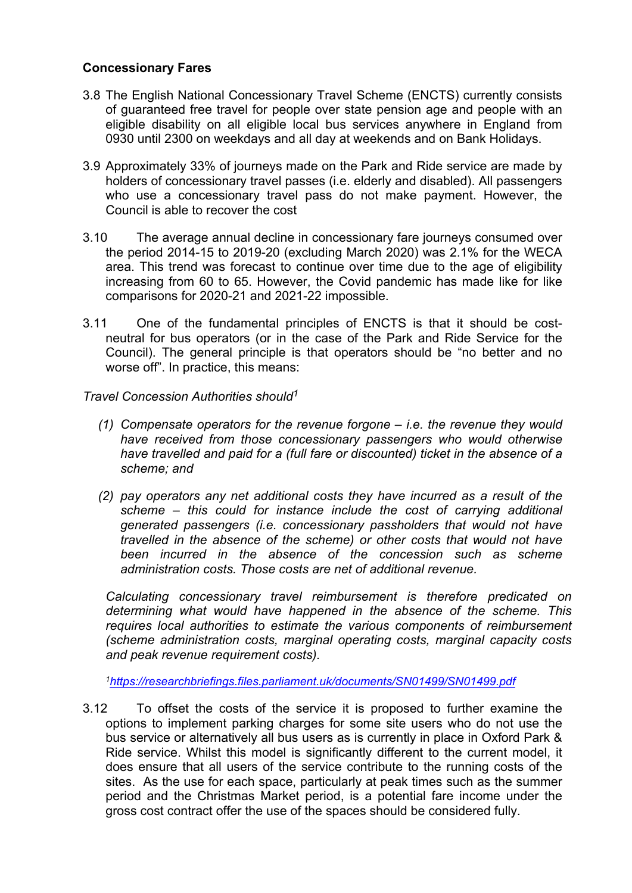**Concessionary Fares**

3.8 The English National Concessionary Travel Scheme (ENCTS) currently consists of guaranteed free travel for people over state pension age and people with an eligible disability on all eligible local bus services anywhere in England from 0930 until 2300 on weekdays and all day at weekends and on Bank Holidays.

3.9 Approximately 33% of journeys made on the Park and Ride service are made by holders of concessionary travel passes (i.e. elderly and disabled). All passengers who use a concessionary travel pass do not make payment. However, the Council is able to recover the cost

3.10 The average annual decline in concessionary fare journeys consumed over the period 2014-15 to 2019-20 (excluding March 2020) was 2.1% for the WECA area. This trend was forecast to continue over time due to the age of eligibility increasing from 60 to 65. However, the Covid pandemic has made like for like comparisons for 2020-21 and 2021-22 impossible.

3.11 One of the fundamental principles of ENCTS is that it should be cost-neutral for bus operators (or in the case of the Park and Ride Service for the Council). The general principle is that operators should be "no better and no worse off". In practice, this means:

*Travel Concession Authorities should*[1]

*(1) Compensate operators for the revenue forgone – i.e. the revenue they would have received from those concessionary passengers who would otherwise have travelled and paid for a (full fare or discounted) ticket in the absence of a scheme; and*

*(2) pay operators any net additional costs they have incurred as a result of the scheme – this could for instance include the cost of carrying additional generated passengers (i.e. concessionary passholders that would not have travelled in the absence of the scheme) or other costs that would not have been incurred in the absence of the concession such as scheme administration costs. Those costs are net of additional revenue.*

*Calculating concessionary travel reimbursement is therefore predicated on determining what would have happened in the absence of the scheme. This requires local authorities to estimate the various components of reimbursement (scheme administration costs, marginal operating costs, marginal capacity costs and peak revenue requirement costs).*

[1] https://researchbriefings.files.parliament.uk/documents/SN01499/SN01499.pdf

3.12 To offset the costs of the service it is proposed to further examine the options to implement parking charges for some site users who do not use the bus service or alternatively all bus users as is currently in place in Oxford Park & Ride service. Whilst this model is significantly different to the current model, it does ensure that all users of the service contribute to the running costs of the sites. As the use for each space, particularly at peak times such as the summer period and the Christmas Market period, is a potential fare income under the gross cost contract offer the use of the spaces should be considered fully.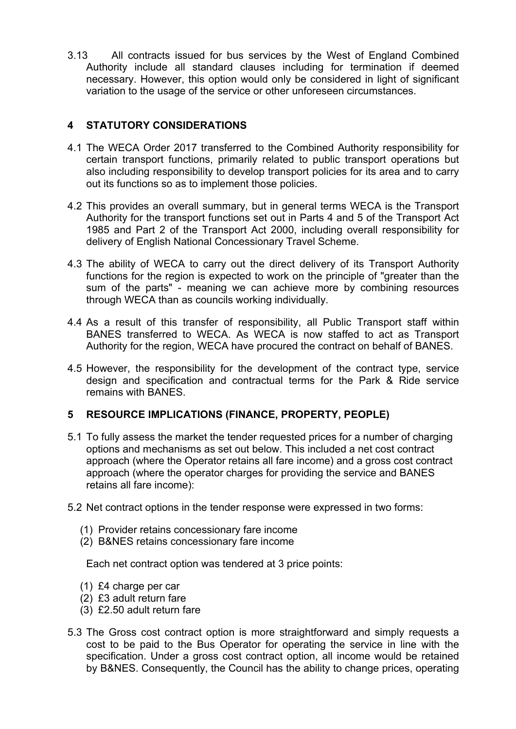3.13 All contracts issued for bus services by the West of England Combined Authority include all standard clauses including for termination if deemed necessary. However, this option would only be considered in light of significant variation to the usage of the service or other unforeseen circumstances.

## 4 STATUTORY CONSIDERATIONS

4.1 The WECA Order 2017 transferred to the Combined Authority responsibility for certain transport functions, primarily related to public transport operations but also including responsibility to develop transport policies for its area and to carry out its functions so as to implement those policies.

4.2 This provides an overall summary, but in general terms WECA is the Transport Authority for the transport functions set out in Parts 4 and 5 of the Transport Act 1985 and Part 2 of the Transport Act 2000, including overall responsibility for delivery of English National Concessionary Travel Scheme.

4.3 The ability of WECA to carry out the direct delivery of its Transport Authority functions for the region is expected to work on the principle of "greater than the sum of the parts" - meaning we can achieve more by combining resources through WECA than as councils working individually.

4.4 As a result of this transfer of responsibility, all Public Transport staff within BANES transferred to WECA. As WECA is now staffed to act as Transport Authority for the region, WECA have procured the contract on behalf of BANES.

4.5 However, the responsibility for the development of the contract type, service design and specification and contractual terms for the Park & Ride service remains with BANES.

## 5 RESOURCE IMPLICATIONS (FINANCE, PROPERTY, PEOPLE)

5.1 To fully assess the market the tender requested prices for a number of charging options and mechanisms as set out below. This included a net cost contract approach (where the Operator retains all fare income) and a gross cost contract approach (where the operator charges for providing the service and BANES retains all fare income):

5.2 Net contract options in the tender response were expressed in two forms:

(1) Provider retains concessionary fare income
(2) B&NES retains concessionary fare income

Each net contract option was tendered at 3 price points:

(1) £4 charge per car
(2) £3 adult return fare
(3) £2.50 adult return fare

5.3 The Gross cost contract option is more straightforward and simply requests a cost to be paid to the Bus Operator for operating the service in line with the specification. Under a gross cost contract option, all income would be retained by B&NES. Consequently, the Council has the ability to change prices, operating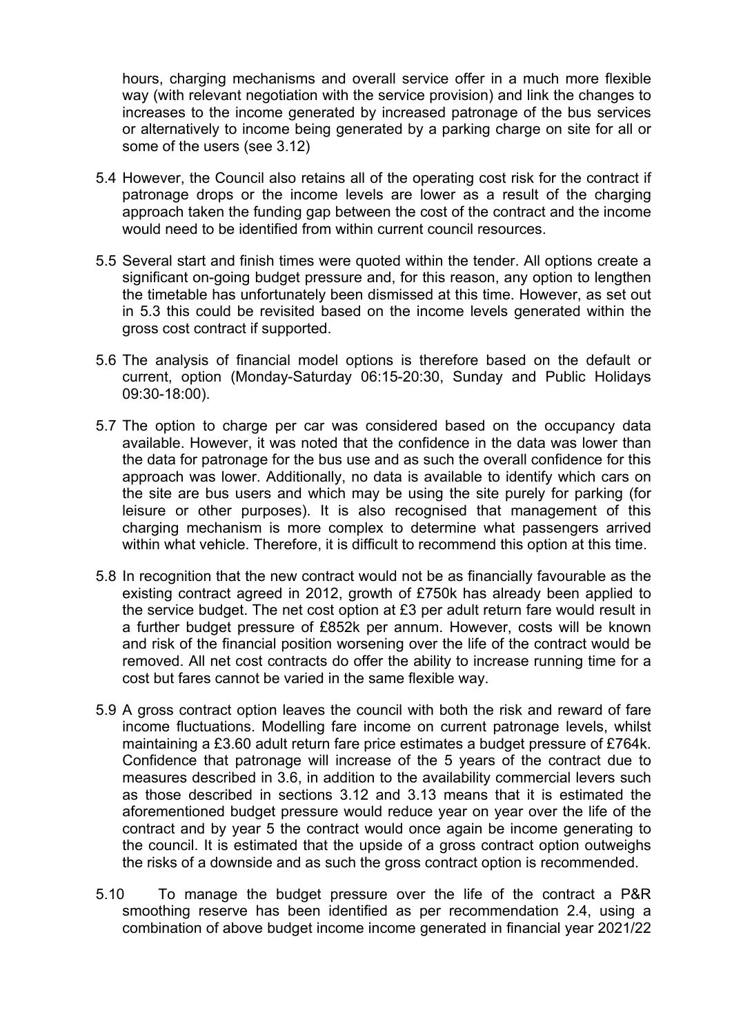hours, charging mechanisms and overall service offer in a much more flexible way (with relevant negotiation with the service provision) and link the changes to increases to the income generated by increased patronage of the bus services or alternatively to income being generated by a parking charge on site for all or some of the users (see 3.12)

5.4 However, the Council also retains all of the operating cost risk for the contract if patronage drops or the income levels are lower as a result of the charging approach taken the funding gap between the cost of the contract and the income would need to be identified from within current council resources.

5.5 Several start and finish times were quoted within the tender. All options create a significant on-going budget pressure and, for this reason, any option to lengthen the timetable has unfortunately been dismissed at this time. However, as set out in 5.3 this could be revisited based on the income levels generated within the gross cost contract if supported.

5.6 The analysis of financial model options is therefore based on the default or current, option (Monday-Saturday 06:15-20:30, Sunday and Public Holidays 09:30-18:00).

5.7 The option to charge per car was considered based on the occupancy data available. However, it was noted that the confidence in the data was lower than the data for patronage for the bus use and as such the overall confidence for this approach was lower. Additionally, no data is available to identify which cars on the site are bus users and which may be using the site purely for parking (for leisure or other purposes). It is also recognised that management of this charging mechanism is more complex to determine what passengers arrived within what vehicle. Therefore, it is difficult to recommend this option at this time.

5.8 In recognition that the new contract would not be as financially favourable as the existing contract agreed in 2012, growth of £750k has already been applied to the service budget. The net cost option at £3 per adult return fare would result in a further budget pressure of £852k per annum. However, costs will be known and risk of the financial position worsening over the life of the contract would be removed. All net cost contracts do offer the ability to increase running time for a cost but fares cannot be varied in the same flexible way.

5.9 A gross contract option leaves the council with both the risk and reward of fare income fluctuations. Modelling fare income on current patronage levels, whilst maintaining a £3.60 adult return fare price estimates a budget pressure of £764k. Confidence that patronage will increase of the 5 years of the contract due to measures described in 3.6, in addition to the availability commercial levers such as those described in sections 3.12 and 3.13 means that it is estimated the aforementioned budget pressure would reduce year on year over the life of the contract and by year 5 the contract would once again be income generating to the council. It is estimated that the upside of a gross contract option outweighs the risks of a downside and as such the gross contract option is recommended.

5.10 To manage the budget pressure over the life of the contract a P&R smoothing reserve has been identified as per recommendation 2.4, using a combination of above budget income income generated in financial year 2021/22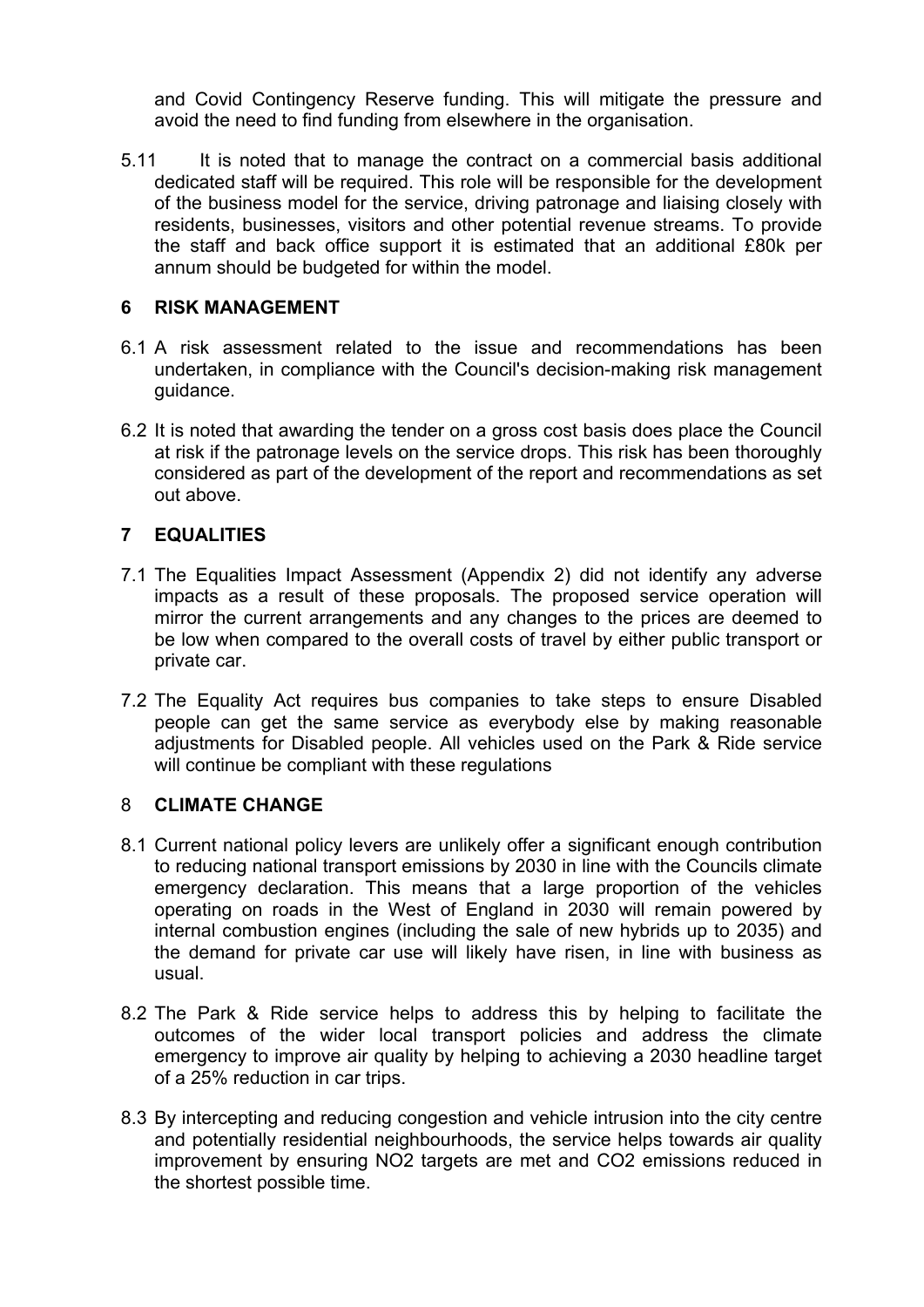and Covid Contingency Reserve funding. This will mitigate the pressure and avoid the need to find funding from elsewhere in the organisation.

5.11 It is noted that to manage the contract on a commercial basis additional dedicated staff will be required. This role will be responsible for the development of the business model for the service, driving patronage and liaising closely with residents, businesses, visitors and other potential revenue streams. To provide the staff and back office support it is estimated that an additional £80k per annum should be budgeted for within the model.

## 6 RISK MANAGEMENT

6.1 A risk assessment related to the issue and recommendations has been undertaken, in compliance with the Council's decision-making risk management guidance.

6.2 It is noted that awarding the tender on a gross cost basis does place the Council at risk if the patronage levels on the service drops. This risk has been thoroughly considered as part of the development of the report and recommendations as set out above.

## 7 EQUALITIES

7.1 The Equalities Impact Assessment (Appendix 2) did not identify any adverse impacts as a result of these proposals. The proposed service operation will mirror the current arrangements and any changes to the prices are deemed to be low when compared to the overall costs of travel by either public transport or private car.

7.2 The Equality Act requires bus companies to take steps to ensure Disabled people can get the same service as everybody else by making reasonable adjustments for Disabled people. All vehicles used on the Park & Ride service will continue be compliant with these regulations

## 8 CLIMATE CHANGE

8.1 Current national policy levers are unlikely offer a significant enough contribution to reducing national transport emissions by 2030 in line with the Councils climate emergency declaration. This means that a large proportion of the vehicles operating on roads in the West of England in 2030 will remain powered by internal combustion engines (including the sale of new hybrids up to 2035) and the demand for private car use will likely have risen, in line with business as usual.

8.2 The Park & Ride service helps to address this by helping to facilitate the outcomes of the wider local transport policies and address the climate emergency to improve air quality by helping to achieving a 2030 headline target of a 25% reduction in car trips.

8.3 By intercepting and reducing congestion and vehicle intrusion into the city centre and potentially residential neighbourhoods, the service helps towards air quality improvement by ensuring $NO_2$ targets are met and $CO_2$ emissions reduced in the shortest possible time.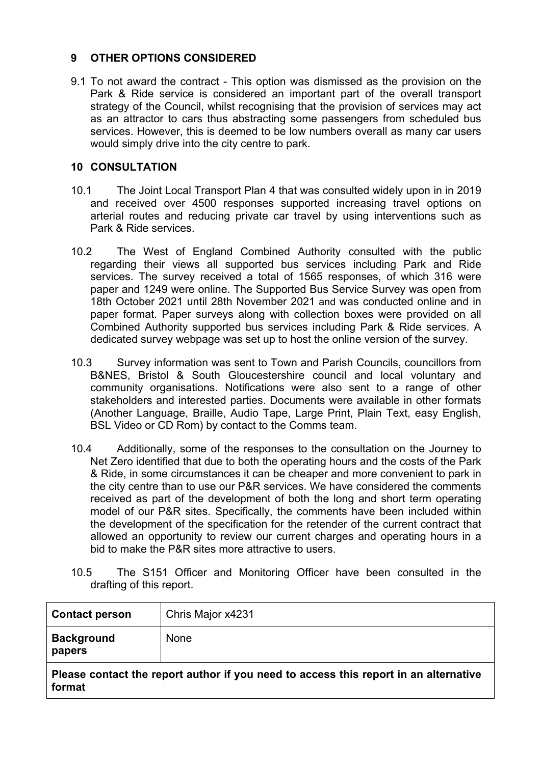## 9 OTHER OPTIONS CONSIDERED

9.1 To not award the contract - This option was dismissed as the provision on the Park & Ride service is considered an important part of the overall transport strategy of the Council, whilst recognising that the provision of services may act as an attractor to cars thus abstracting some passengers from scheduled bus services. However, this is deemed to be low numbers overall as many car users would simply drive into the city centre to park.

## 10 CONSULTATION

10.1 The Joint Local Transport Plan 4 that was consulted widely upon in in 2019 and received over 4500 responses supported increasing travel options on arterial routes and reducing private car travel by using interventions such as Park & Ride services.

10.2 The West of England Combined Authority consulted with the public regarding their views all supported bus services including Park and Ride services. The survey received a total of 1565 responses, of which 316 were paper and 1249 were online. The Supported Bus Service Survey was open from 18th October 2021 until 28th November 2021 and was conducted online and in paper format. Paper surveys along with collection boxes were provided on all Combined Authority supported bus services including Park & Ride services. A dedicated survey webpage was set up to host the online version of the survey.

10.3 Survey information was sent to Town and Parish Councils, councillors from B&NES, Bristol & South Gloucestershire council and local voluntary and community organisations. Notifications were also sent to a range of other stakeholders and interested parties. Documents were available in other formats (Another Language, Braille, Audio Tape, Large Print, Plain Text, easy English, BSL Video or CD Rom) by contact to the Comms team.

10.4 Additionally, some of the responses to the consultation on the Journey to Net Zero identified that due to both the operating hours and the costs of the Park & Ride, in some circumstances it can be cheaper and more convenient to park in the city centre than to use our P&R services. We have considered the comments received as part of the development of both the long and short term operating model of our P&R sites. Specifically, the comments have been included within the development of the specification for the retender of the current contract that allowed an opportunity to review our current charges and operating hours in a bid to make the P&R sites more attractive to users.

10.5 The S151 Officer and Monitoring Officer have been consulted in the drafting of this report.

| | |
|---|---|
| **Contact person** | Chris Major x4231 |
| **Background papers** | None |
| **Please contact the report author if you need to access this report in an alternative format** | |